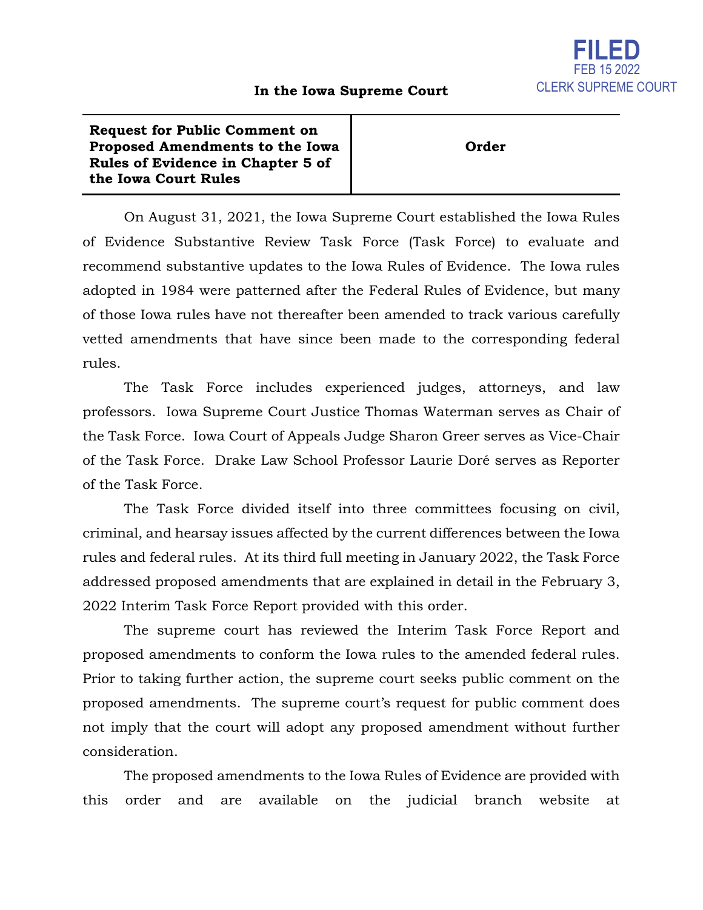**FILED**
FEB 15 2022
CLERK SUPREME COURT

**In the Iowa Supreme Court**

| **Request for Public Comment on Proposed Amendments to the Iowa Rules of Evidence in Chapter 5 of the Iowa Court Rules** | **Order** |
|---|---|

On August 31, 2021, the Iowa Supreme Court established the Iowa Rules of Evidence Substantive Review Task Force (Task Force) to evaluate and recommend substantive updates to the Iowa Rules of Evidence. The Iowa rules adopted in 1984 were patterned after the Federal Rules of Evidence, but many of those Iowa rules have not thereafter been amended to track various carefully vetted amendments that have since been made to the corresponding federal rules.

The Task Force includes experienced judges, attorneys, and law professors. Iowa Supreme Court Justice Thomas Waterman serves as Chair of the Task Force. Iowa Court of Appeals Judge Sharon Greer serves as Vice-Chair of the Task Force. Drake Law School Professor Laurie Doré serves as Reporter of the Task Force.

The Task Force divided itself into three committees focusing on civil, criminal, and hearsay issues affected by the current differences between the Iowa rules and federal rules. At its third full meeting in January 2022, the Task Force addressed proposed amendments that are explained in detail in the February 3, 2022 Interim Task Force Report provided with this order.

The supreme court has reviewed the Interim Task Force Report and proposed amendments to conform the Iowa rules to the amended federal rules. Prior to taking further action, the supreme court seeks public comment on the proposed amendments. The supreme court's request for public comment does not imply that the court will adopt any proposed amendment without further consideration.

The proposed amendments to the Iowa Rules of Evidence are provided with this order and are available on the judicial branch website at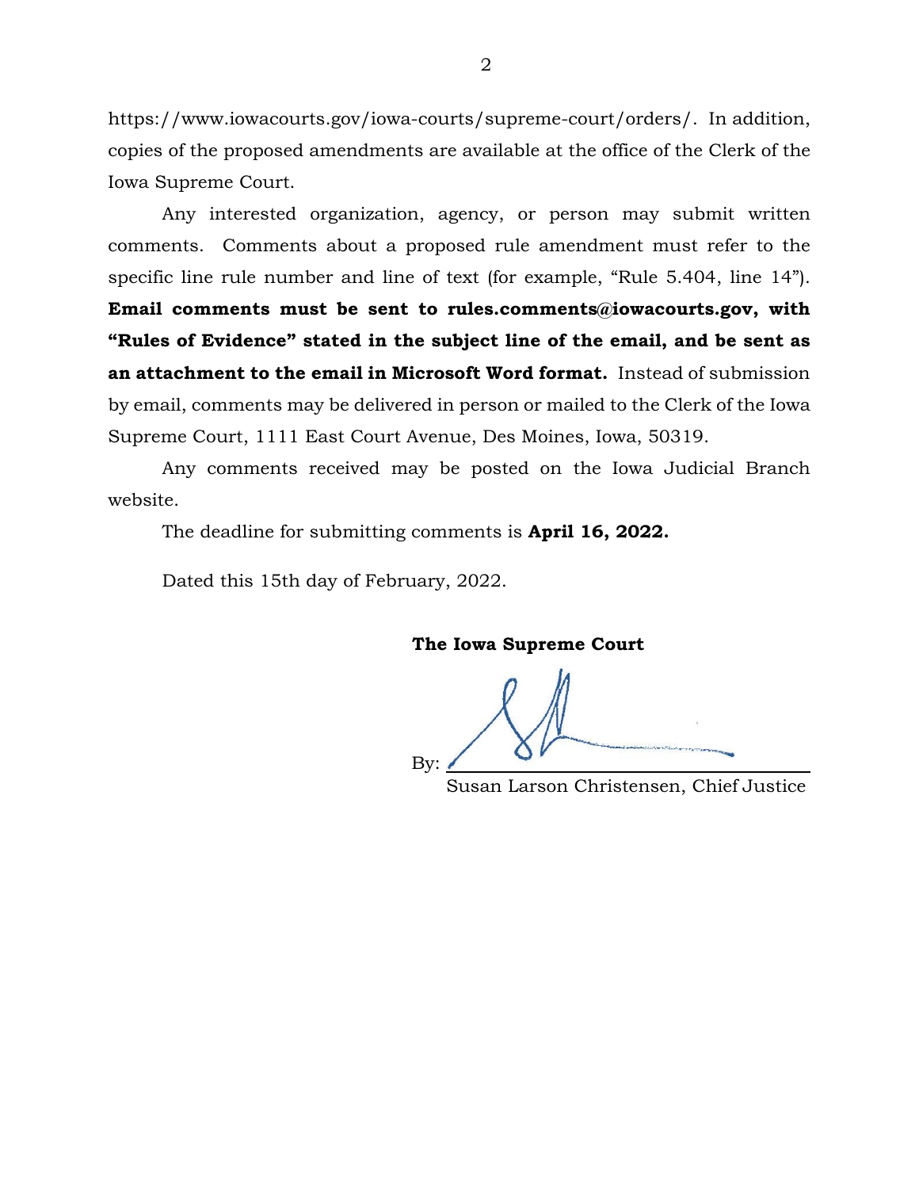https://www.iowacourts.gov/iowa-courts/supreme-court/orders/. In addition, copies of the proposed amendments are available at the office of the Clerk of the Iowa Supreme Court.

Any interested organization, agency, or person may submit written comments. Comments about a proposed rule amendment must refer to the specific line rule number and line of text (for example, "Rule 5.404, line 14"). **Email comments must be sent to rules.comments@iowacourts.gov, with "Rules of Evidence" stated in the subject line of the email, and be sent as an attachment to the email in Microsoft Word format.** Instead of submission by email, comments may be delivered in person or mailed to the Clerk of the Iowa Supreme Court, 1111 East Court Avenue, Des Moines, Iowa, 50319.

Any comments received may be posted on the Iowa Judicial Branch website.

The deadline for submitting comments is **April 16, 2022.**

Dated this 15th day of February, 2022.

**The Iowa Supreme Court**

By: ______________________

Susan Larson Christensen, Chief Justice